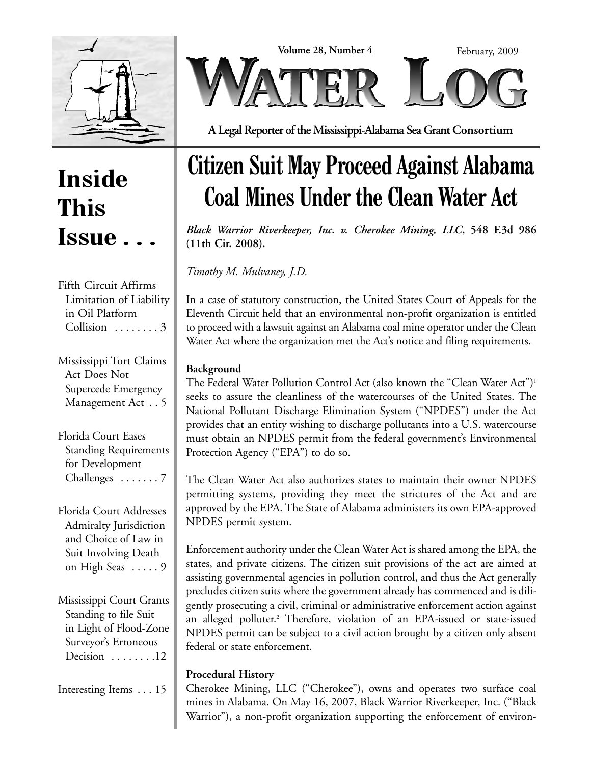Volume 28, Number 4

February, 2009

# WATER LOG

**A Legal Reporter of the Mississippi-Alabama Sea Grant Consortium**

## Inside This Issue . . .

Fifth Circuit Affirms Limitation of Liability in Oil Platform Collision . . . . . . . . 3

Mississippi Tort Claims Act Does Not Supercede Emergency Management Act . . 5

Florida Court Eases Standing Requirements for Development Challenges . . . . . . . 7

Florida Court Addresses Admiralty Jurisdiction and Choice of Law in Suit Involving Death on High Seas . . . . . 9

Mississippi Court Grants Standing to file Suit in Light of Flood-Zone Surveyor's Erroneous Decision . . . . . . . .12

Interesting Items . . . 15

# Citizen Suit May Proceed Against Alabama Coal Mines Under the Clean Water Act

***Black Warrior Riverkeeper, Inc. v. Cherokee Mining, LLC*, 548 F.3d 986 (11th Cir. 2008).**

*Timothy M. Mulvaney, J.D.*

In a case of statutory construction, the United States Court of Appeals for the Eleventh Circuit held that an environmental non-profit organization is entitled to proceed with a lawsuit against an Alabama coal mine operator under the Clean Water Act where the organization met the Act's notice and filing requirements.

**Background**

The Federal Water Pollution Control Act (also known the "Clean Water Act")[1] seeks to assure the cleanliness of the watercourses of the United States. The National Pollutant Discharge Elimination System ("NPDES") under the Act provides that an entity wishing to discharge pollutants into a U.S. watercourse must obtain an NPDES permit from the federal government's Environmental Protection Agency ("EPA") to do so.

The Clean Water Act also authorizes states to maintain their owner NPDES permitting systems, providing they meet the strictures of the Act and are approved by the EPA. The State of Alabama administers its own EPA-approved NPDES permit system.

Enforcement authority under the Clean Water Act is shared among the EPA, the states, and private citizens. The citizen suit provisions of the act are aimed at assisting governmental agencies in pollution control, and thus the Act generally precludes citizen suits where the government already has commenced and is diligently prosecuting a civil, criminal or administrative enforcement action against an alleged polluter.[2] Therefore, violation of an EPA-issued or state-issued NPDES permit can be subject to a civil action brought by a citizen only absent federal or state enforcement.

**Procedural History**

Cherokee Mining, LLC ("Cherokee"), owns and operates two surface coal mines in Alabama. On May 16, 2007, Black Warrior Riverkeeper, Inc. ("Black Warrior"), a non-profit organization supporting the enforcement of environ-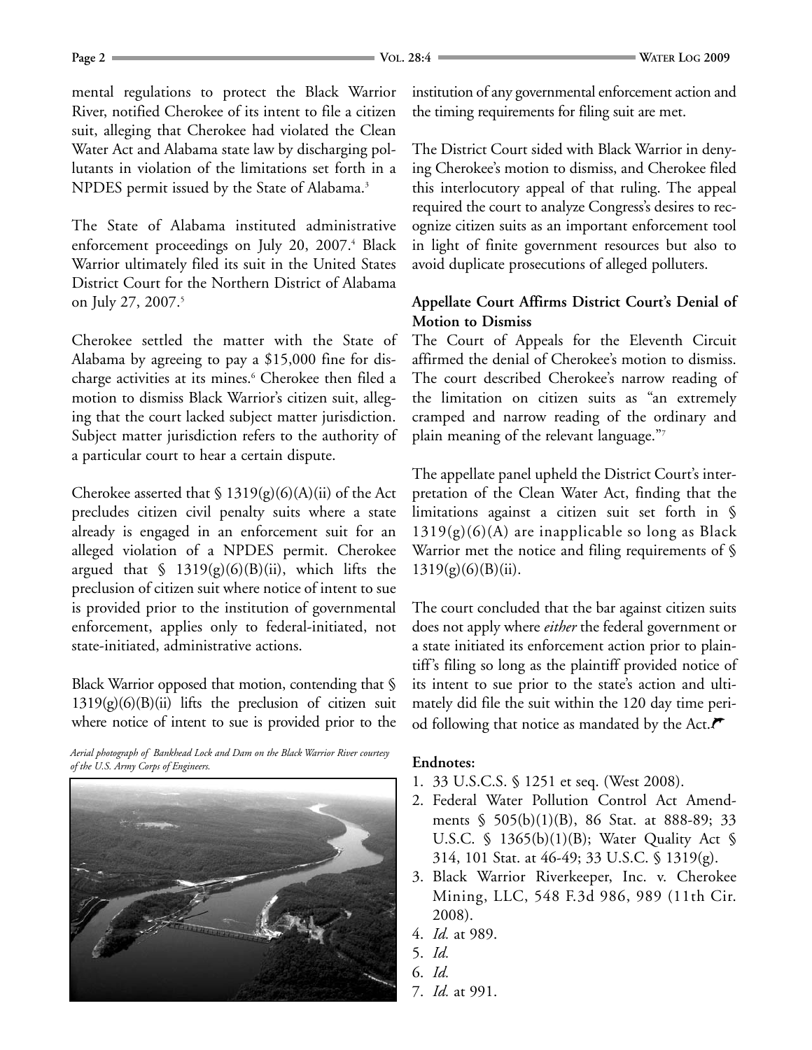mental regulations to protect the Black Warrior River, notified Cherokee of its intent to file a citizen suit, alleging that Cherokee had violated the Clean Water Act and Alabama state law by discharging pollutants in violation of the limitations set forth in a NPDES permit issued by the State of Alabama.[3]

The State of Alabama instituted administrative enforcement proceedings on July 20, 2007.[4] Black Warrior ultimately filed its suit in the United States District Court for the Northern District of Alabama on July 27, 2007.[5]

Cherokee settled the matter with the State of Alabama by agreeing to pay a $15,000 fine for discharge activities at its mines.[6] Cherokee then filed a motion to dismiss Black Warrior's citizen suit, alleging that the court lacked subject matter jurisdiction. Subject matter jurisdiction refers to the authority of a particular court to hear a certain dispute.

Cherokee asserted that § 1319(g)(6)(A)(ii) of the Act precludes citizen civil penalty suits where a state already is engaged in an enforcement suit for an alleged violation of a NPDES permit. Cherokee argued that § 1319(g)(6)(B)(ii), which lifts the preclusion of citizen suit where notice of intent to sue is provided prior to the institution of governmental enforcement, applies only to federal-initiated, not state-initiated, administrative actions.

Black Warrior opposed that motion, contending that § 1319(g)(6)(B)(ii) lifts the preclusion of citizen suit where notice of intent to sue is provided prior to the institution of any governmental enforcement action and the timing requirements for filing suit are met.

*Aerial photograph of Bankhead Lock and Dam on the Black Warrior River courtesy of the U.S. Army Corps of Engineers.*

The District Court sided with Black Warrior in denying Cherokee's motion to dismiss, and Cherokee filed this interlocutory appeal of that ruling. The appeal required the court to analyze Congress's desires to recognize citizen suits as an important enforcement tool in light of finite government resources but also to avoid duplicate prosecutions of alleged polluters.

### Appellate Court Affirms District Court's Denial of Motion to Dismiss

The Court of Appeals for the Eleventh Circuit affirmed the denial of Cherokee's motion to dismiss. The court described Cherokee's narrow reading of the limitation on citizen suits as "an extremely cramped and narrow reading of the ordinary and plain meaning of the relevant language."[7]

The appellate panel upheld the District Court's interpretation of the Clean Water Act, finding that the limitations against a citizen suit set forth in § 1319(g)(6)(A) are inapplicable so long as Black Warrior met the notice and filing requirements of § 1319(g)(6)(B)(ii).

The court concluded that the bar against citizen suits does not apply where *either* the federal government or a state initiated its enforcement action prior to plaintiff's filing so long as the plaintiff provided notice of its intent to sue prior to the state's action and ultimately did file the suit within the 120 day time period following that notice as mandated by the Act.

**Endnotes:**

1. 33 U.S.C.S. § 1251 et seq. (West 2008).
2. Federal Water Pollution Control Act Amendments § 505(b)(1)(B), 86 Stat. at 888-89; 33 U.S.C. § 1365(b)(1)(B); Water Quality Act § 314, 101 Stat. at 46-49; 33 U.S.C. § 1319(g).
3. Black Warrior Riverkeeper, Inc. v. Cherokee Mining, LLC, 548 F.3d 986, 989 (11th Cir. 2008).
4. *Id.* at 989.
5. *Id.*
6. *Id.*
7. *Id.* at 991.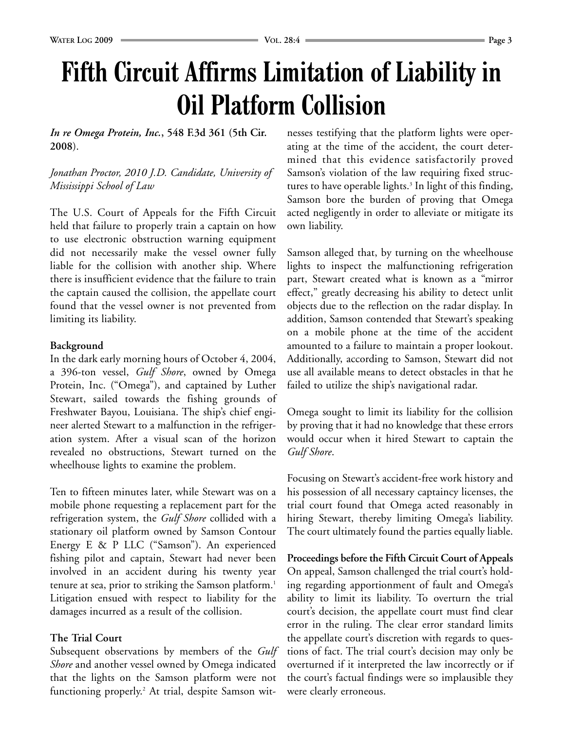# Fifth Circuit Affirms Limitation of Liability in Oil Platform Collision

***In re Omega Protein, Inc.*, 548 F.3d 361 (5th Cir. 2008)**.

*Jonathan Proctor, 2010 J.D. Candidate, University of Mississippi School of Law*

The U.S. Court of Appeals for the Fifth Circuit held that failure to properly train a captain on how to use electronic obstruction warning equipment did not necessarily make the vessel owner fully liable for the collision with another ship. Where there is insufficient evidence that the failure to train the captain caused the collision, the appellate court found that the vessel owner is not prevented from limiting its liability.

**Background**

In the dark early morning hours of October 4, 2004, a 396-ton vessel, *Gulf Shore*, owned by Omega Protein, Inc. ("Omega"), and captained by Luther Stewart, sailed towards the fishing grounds of Freshwater Bayou, Louisiana. The ship's chief engineer alerted Stewart to a malfunction in the refrigeration system. After a visual scan of the horizon revealed no obstructions, Stewart turned on the wheelhouse lights to examine the problem.

Ten to fifteen minutes later, while Stewart was on a mobile phone requesting a replacement part for the refrigeration system, the *Gulf Shore* collided with a stationary oil platform owned by Samson Contour Energy E & P LLC ("Samson"). An experienced fishing pilot and captain, Stewart had never been involved in an accident during his twenty year tenure at sea, prior to striking the Samson platform.[1] Litigation ensued with respect to liability for the damages incurred as a result of the collision.

**The Trial Court**

Subsequent observations by members of the *Gulf Shore* and another vessel owned by Omega indicated that the lights on the Samson platform were not functioning properly.[2] At trial, despite Samson witnesses testifying that the platform lights were operating at the time of the accident, the court determined that this evidence satisfactorily proved Samson's violation of the law requiring fixed structures to have operable lights.[3] In light of this finding, Samson bore the burden of proving that Omega acted negligently in order to alleviate or mitigate its own liability.

Samson alleged that, by turning on the wheelhouse lights to inspect the malfunctioning refrigeration part, Stewart created what is known as a "mirror effect," greatly decreasing his ability to detect unlit objects due to the reflection on the radar display. In addition, Samson contended that Stewart's speaking on a mobile phone at the time of the accident amounted to a failure to maintain a proper lookout. Additionally, according to Samson, Stewart did not use all available means to detect obstacles in that he failed to utilize the ship's navigational radar.

Omega sought to limit its liability for the collision by proving that it had no knowledge that these errors would occur when it hired Stewart to captain the *Gulf Shore*.

Focusing on Stewart's accident-free work history and his possession of all necessary captaincy licenses, the trial court found that Omega acted reasonably in hiring Stewart, thereby limiting Omega's liability. The court ultimately found the parties equally liable.

**Proceedings before the Fifth Circuit Court of Appeals**

On appeal, Samson challenged the trial court's holding regarding apportionment of fault and Omega's ability to limit its liability. To overturn the trial court's decision, the appellate court must find clear error in the ruling. The clear error standard limits the appellate court's discretion with regards to questions of fact. The trial court's decision may only be overturned if it interpreted the law incorrectly or if the court's factual findings were so implausible they were clearly erroneous.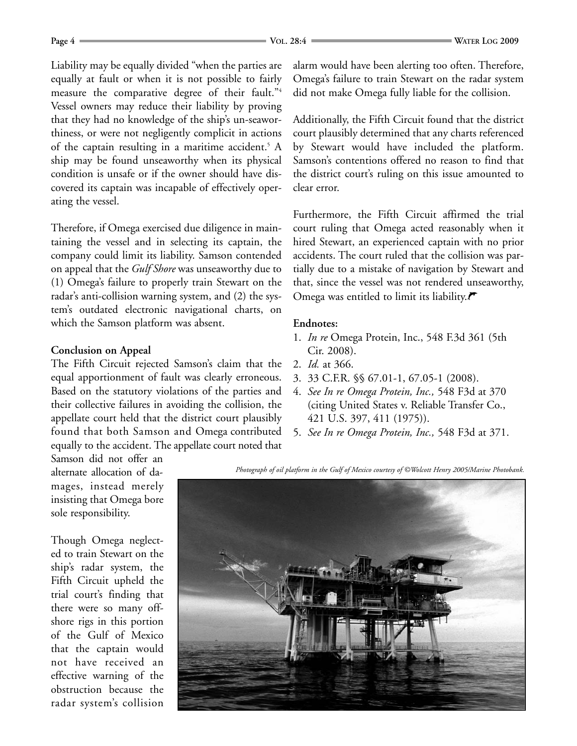Liability may be equally divided "when the parties are equally at fault or when it is not possible to fairly measure the comparative degree of their fault."[4] Vessel owners may reduce their liability by proving that they had no knowledge of the ship's un-seaworthiness, or were not negligently complicit in actions of the captain resulting in a maritime accident.[5] A ship may be found unseaworthy when its physical condition is unsafe or if the owner should have discovered its captain was incapable of effectively operating the vessel.

Therefore, if Omega exercised due diligence in maintaining the vessel and in selecting its captain, the company could limit its liability. Samson contended on appeal that the *Gulf Shore* was unseaworthy due to (1) Omega's failure to properly train Stewart on the radar's anti-collision warning system, and (2) the system's outdated electronic navigational charts, on which the Samson platform was absent.

**Conclusion on Appeal**

The Fifth Circuit rejected Samson's claim that the equal apportionment of fault was clearly erroneous. Based on the statutory violations of the parties and their collective failures in avoiding the collision, the appellate court held that the district court plausibly found that both Samson and Omega contributed equally to the accident. The appellate court noted that Samson did not offer an alternate allocation of damages, instead merely insisting that Omega bore sole responsibility.

Though Omega neglected to train Stewart on the ship's radar system, the Fifth Circuit upheld the trial court's finding that there were so many offshore rigs in this portion of the Gulf of Mexico that the captain would not have received an effective warning of the obstruction because the radar system's collision alarm would have been alerting too often. Therefore, Omega's failure to train Stewart on the radar system did not make Omega fully liable for the collision.

Additionally, the Fifth Circuit found that the district court plausibly determined that any charts referenced by Stewart would have included the platform. Samson's contentions offered no reason to find that the district court's ruling on this issue amounted to clear error.

Furthermore, the Fifth Circuit affirmed the trial court ruling that Omega acted reasonably when it hired Stewart, an experienced captain with no prior accidents. The court ruled that the collision was partially due to a mistake of navigation by Stewart and that, since the vessel was not rendered unseaworthy, Omega was entitled to limit its liability.

**Endnotes:**

1. *In re* Omega Protein, Inc., 548 F.3d 361 (5th Cir. 2008).
2. *Id.* at 366.
3. 33 C.F.R. §§ 67.01-1, 67.05-1 (2008).
4. *See In re Omega Protein, Inc.,* 548 F3d at 370 (citing United States v. Reliable Transfer Co., 421 U.S. 397, 411 (1975)).
5. *See In re Omega Protein, Inc.,* 548 F3d at 371.

*Photograph of oil platform in the Gulf of Mexico courtesy of ©Wolcott Henry 2005/Marine Photobank.*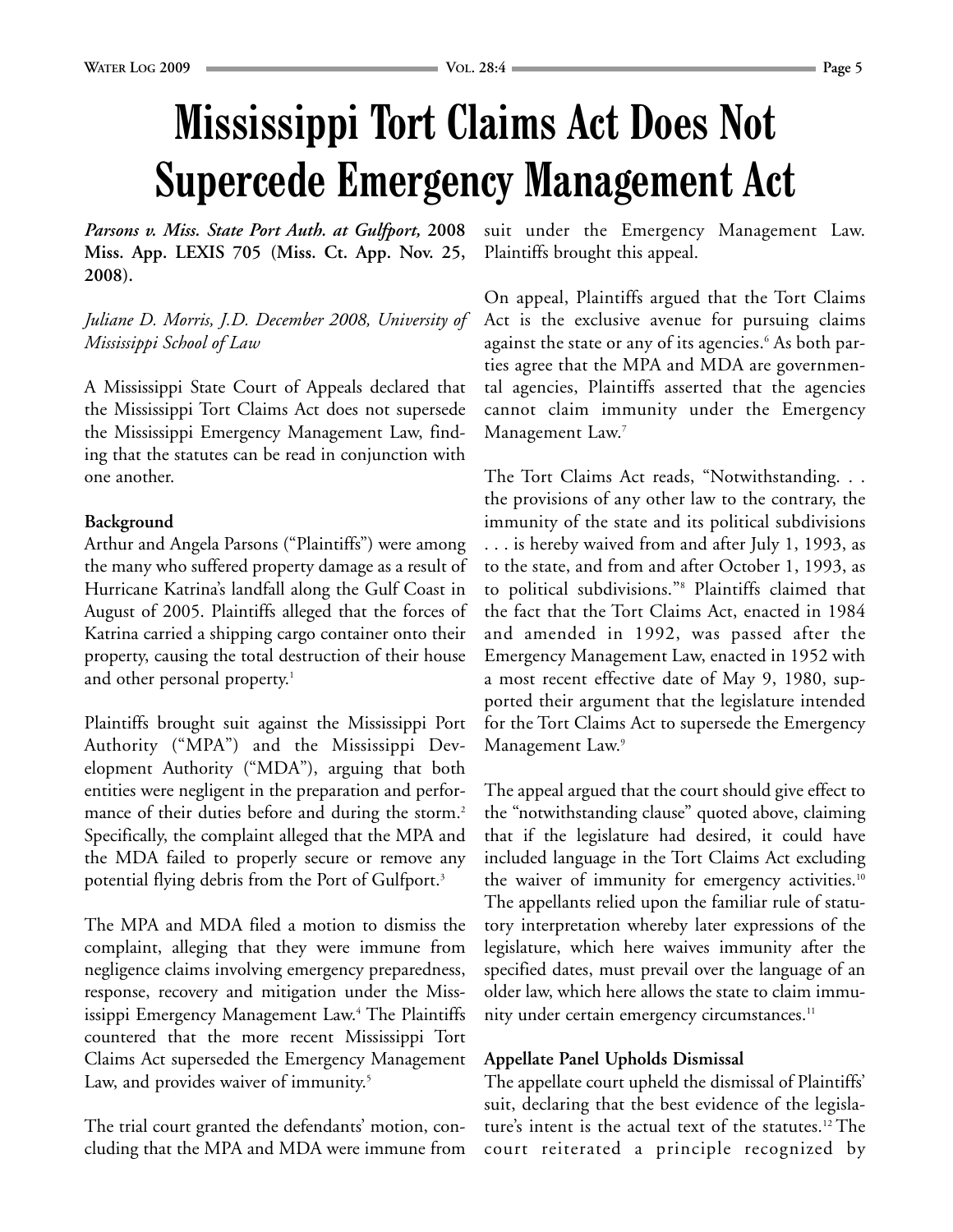# Mississippi Tort Claims Act Does Not Supercede Emergency Management Act

***Parsons v. Miss. State Port Auth. at Gulfport,*** **2008 Miss. App. LEXIS 705 (Miss. Ct. App. Nov. 25, 2008).**

*Juliane D. Morris, J.D. December 2008, University of Mississippi School of Law*

A Mississippi State Court of Appeals declared that the Mississippi Tort Claims Act does not supersede the Mississippi Emergency Management Law, finding that the statutes can be read in conjunction with one another.

**Background**

Arthur and Angela Parsons ("Plaintiffs") were among the many who suffered property damage as a result of Hurricane Katrina's landfall along the Gulf Coast in August of 2005. Plaintiffs alleged that the forces of Katrina carried a shipping cargo container onto their property, causing the total destruction of their house and other personal property.[1]

Plaintiffs brought suit against the Mississippi Port Authority ("MPA") and the Mississippi Development Authority ("MDA"), arguing that both entities were negligent in the preparation and performance of their duties before and during the storm.[2] Specifically, the complaint alleged that the MPA and the MDA failed to properly secure or remove any potential flying debris from the Port of Gulfport.[3]

The MPA and MDA filed a motion to dismiss the complaint, alleging that they were immune from negligence claims involving emergency preparedness, response, recovery and mitigation under the Mississippi Emergency Management Law.[4] The Plaintiffs countered that the more recent Mississippi Tort Claims Act superseded the Emergency Management Law, and provides waiver of immunity.[5]

The trial court granted the defendants' motion, concluding that the MPA and MDA were immune from suit under the Emergency Management Law. Plaintiffs brought this appeal.

On appeal, Plaintiffs argued that the Tort Claims Act is the exclusive avenue for pursuing claims against the state or any of its agencies.[6] As both parties agree that the MPA and MDA are governmental agencies, Plaintiffs asserted that the agencies cannot claim immunity under the Emergency Management Law.[7]

The Tort Claims Act reads, "Notwithstanding. . . the provisions of any other law to the contrary, the immunity of the state and its political subdivisions . . . is hereby waived from and after July 1, 1993, as to the state, and from and after October 1, 1993, as to political subdivisions."[8] Plaintiffs claimed that the fact that the Tort Claims Act, enacted in 1984 and amended in 1992, was passed after the Emergency Management Law, enacted in 1952 with a most recent effective date of May 9, 1980, supported their argument that the legislature intended for the Tort Claims Act to supersede the Emergency Management Law.[9]

The appeal argued that the court should give effect to the "notwithstanding clause" quoted above, claiming that if the legislature had desired, it could have included language in the Tort Claims Act excluding the waiver of immunity for emergency activities.[10] The appellants relied upon the familiar rule of statutory interpretation whereby later expressions of the legislature, which here waives immunity after the specified dates, must prevail over the language of an older law, which here allows the state to claim immunity under certain emergency circumstances.[11]

**Appellate Panel Upholds Dismissal**

The appellate court upheld the dismissal of Plaintiffs' suit, declaring that the best evidence of the legislature's intent is the actual text of the statutes.[12] The court reiterated a principle recognized by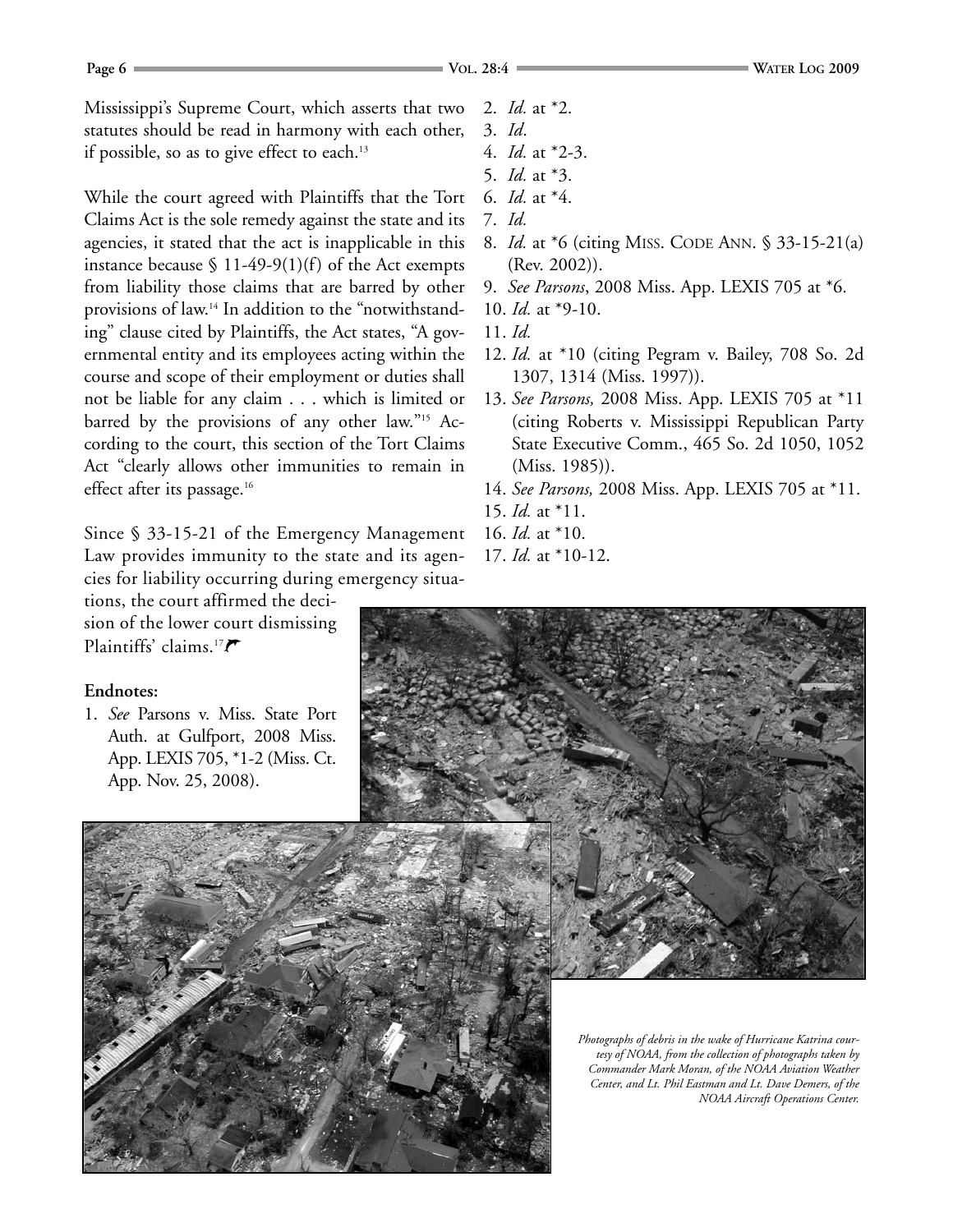Mississippi's Supreme Court, which asserts that two statutes should be read in harmony with each other, if possible, so as to give effect to each.[13]

While the court agreed with Plaintiffs that the Tort Claims Act is the sole remedy against the state and its agencies, it stated that the act is inapplicable in this instance because § 11-49-9(1)(f) of the Act exempts from liability those claims that are barred by other provisions of law.[14] In addition to the "notwithstanding" clause cited by Plaintiffs, the Act states, "A governmental entity and its employees acting within the course and scope of their employment or duties shall not be liable for any claim . . . which is limited or barred by the provisions of any other law."[15] According to the court, this section of the Tort Claims Act "clearly allows other immunities to remain in effect after its passage.[16]

Since § 33-15-21 of the Emergency Management Law provides immunity to the state and its agencies for liability occurring during emergency situations, the court affirmed the decision of the lower court dismissing Plaintiffs' claims.[17]

**Endnotes:**

1. *See* Parsons v. Miss. State Port Auth. at Gulfport, 2008 Miss. App. LEXIS 705, *1-2 (Miss. Ct. App. Nov. 25, 2008).
2. *Id.* at *2.
3. *Id*.
4. *Id.* at *2-3.
5. *Id.* at *3.
6. *Id.* at *4.
7. *Id.*
8. *Id.* at *6 (citing MISS. CODE ANN. § 33-15-21(a) (Rev. 2002)).
9. *See Parsons*, 2008 Miss. App. LEXIS 705 at *6.
10. *Id.* at *9-10.
11. *Id.*
12. *Id.* at *10 (citing Pegram v. Bailey, 708 So. 2d 1307, 1314 (Miss. 1997)).
13. *See Parsons,* 2008 Miss. App. LEXIS 705 at *11 (citing Roberts v. Mississippi Republican Party State Executive Comm., 465 So. 2d 1050, 1052 (Miss. 1985)).
14. *See Parsons,* 2008 Miss. App. LEXIS 705 at *11.
15. *Id.* at *11.
16. *Id.* at *10.
17. *Id.* at *10-12.

*Photographs of debris in the wake of Hurricane Katrina courtesy of NOAA, from the collection of photographs taken by Commander Mark Moran, of the NOAA Aviation Weather Center, and Lt. Phil Eastman and Lt. Dave Demers, of the NOAA Aircraft Operations Center.*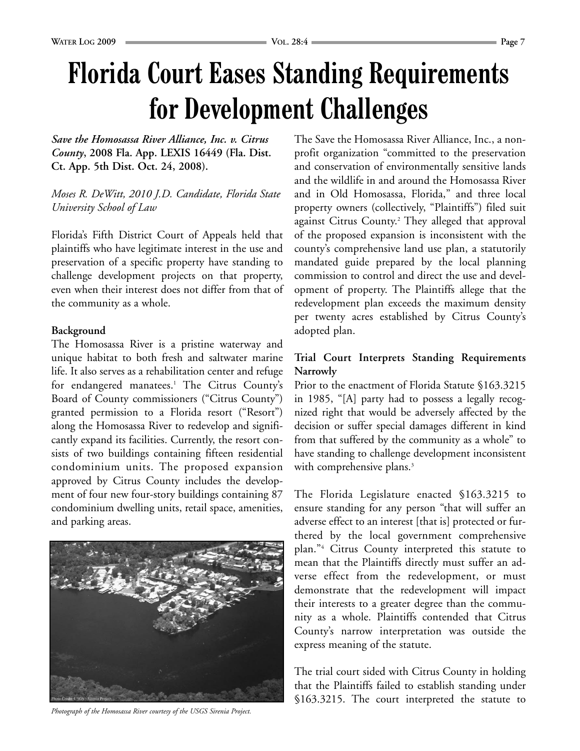# Florida Court Eases Standing Requirements for Development Challenges

***Save the Homosassa River Alliance, Inc. v. Citrus County*, 2008 Fla. App. LEXIS 16449 (Fla. Dist. Ct. App. 5th Dist. Oct. 24, 2008).**

*Moses R. DeWitt, 2010 J.D. Candidate, Florida State University School of Law*

Florida's Fifth District Court of Appeals held that plaintiffs who have legitimate interest in the use and preservation of a specific property have standing to challenge development projects on that property, even when their interest does not differ from that of the community as a whole.

**Background**

The Homosassa River is a pristine waterway and unique habitat to both fresh and saltwater marine life. It also serves as a rehabilitation center and refuge for endangered manatees.[1] The Citrus County's Board of County commissioners ("Citrus County") granted permission to a Florida resort ("Resort") along the Homosassa River to redevelop and significantly expand its facilities. Currently, the resort consists of two buildings containing fifteen residential condominium units. The proposed expansion approved by Citrus County includes the development of four new four-story buildings containing 87 condominium dwelling units, retail space, amenities, and parking areas.

*Photograph of the Homosassa River courtesy of the USGS Sirenia Project.*

The Save the Homosassa River Alliance, Inc., a non-profit organization "committed to the preservation and conservation of environmentally sensitive lands and the wildlife in and around the Homosassa River and in Old Homosassa, Florida," and three local property owners (collectively, "Plaintiffs") filed suit against Citrus County.[2] They alleged that approval of the proposed expansion is inconsistent with the county's comprehensive land use plan, a statutorily mandated guide prepared by the local planning commission to control and direct the use and development of property. The Plaintiffs allege that the redevelopment plan exceeds the maximum density per twenty acres established by Citrus County's adopted plan.

**Trial Court Interprets Standing Requirements Narrowly**

Prior to the enactment of Florida Statute §163.3215 in 1985, "[A] party had to possess a legally recognized right that would be adversely affected by the decision or suffer special damages different in kind from that suffered by the community as a whole" to have standing to challenge development inconsistent with comprehensive plans.[3]

The Florida Legislature enacted §163.3215 to ensure standing for any person "that will suffer an adverse effect to an interest [that is] protected or furthered by the local government comprehensive plan."[4] Citrus County interpreted this statute to mean that the Plaintiffs directly must suffer an adverse effect from the redevelopment, or must demonstrate that the redevelopment will impact their interests to a greater degree than the community as a whole. Plaintiffs contended that Citrus County's narrow interpretation was outside the express meaning of the statute.

The trial court sided with Citrus County in holding that the Plaintiffs failed to establish standing under §163.3215. The court interpreted the statute to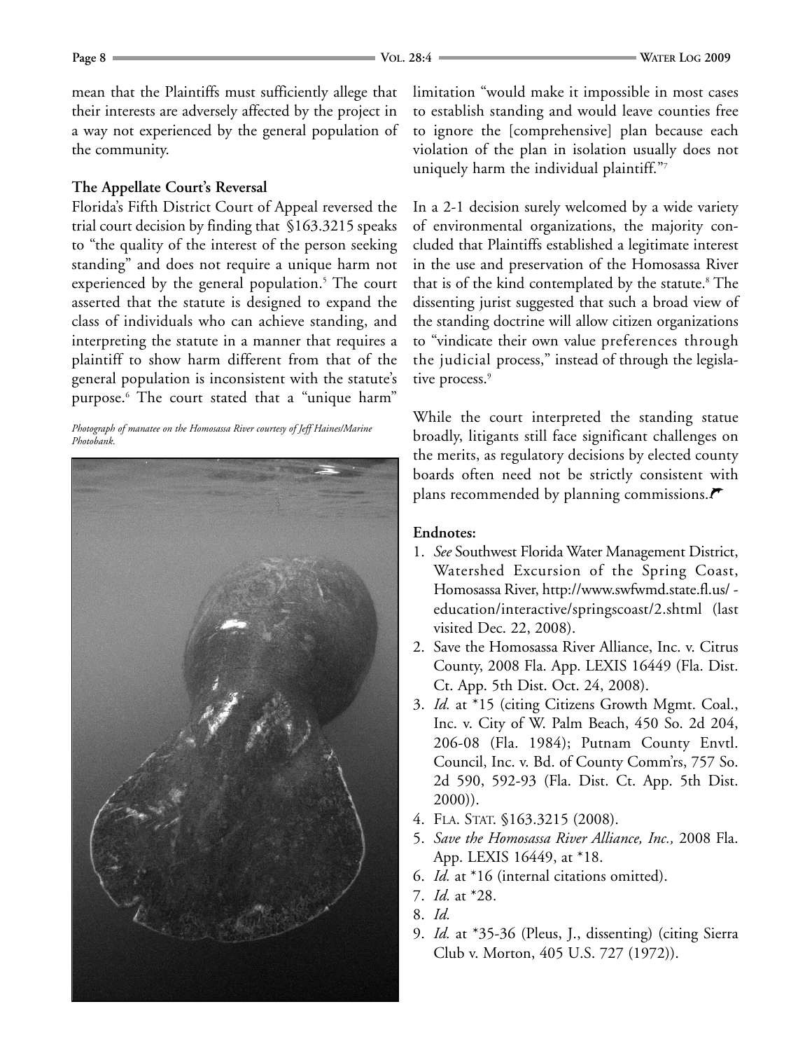mean that the Plaintiffs must sufficiently allege that their interests are adversely affected by the project in a way not experienced by the general population of the community.

**The Appellate Court's Reversal**

Florida's Fifth District Court of Appeal reversed the trial court decision by finding that §163.3215 speaks to "the quality of the interest of the person seeking standing" and does not require a unique harm not experienced by the general population.[5] The court asserted that the statute is designed to expand the class of individuals who can achieve standing, and interpreting the statute in a manner that requires a plaintiff to show harm different from that of the general population is inconsistent with the statute's purpose.[6] The court stated that a "unique harm" limitation "would make it impossible in most cases to establish standing and would leave counties free to ignore the [comprehensive] plan because each violation of the plan in isolation usually does not uniquely harm the individual plaintiff."[7]

*Photograph of manatee on the Homosassa River courtesy of Jeff Haines/Marine Photobank.*

In a 2-1 decision surely welcomed by a wide variety of environmental organizations, the majority concluded that Plaintiffs established a legitimate interest in the use and preservation of the Homosassa River that is of the kind contemplated by the statute.[8] The dissenting jurist suggested that such a broad view of the standing doctrine will allow citizen organizations to "vindicate their own value preferences through the judicial process," instead of through the legislative process.[9]

While the court interpreted the standing statue broadly, litigants still face significant challenges on the merits, as regulatory decisions by elected county boards often need not be strictly consistent with plans recommended by planning commissions.

**Endnotes:**

1. *See* Southwest Florida Water Management District, Watershed Excursion of the Spring Coast, Homosassa River, http://www.swfwmd.state.fl.us/education/interactive/springscoast/2.shtml (last visited Dec. 22, 2008).
2. Save the Homosassa River Alliance, Inc. v. Citrus County, 2008 Fla. App. LEXIS 16449 (Fla. Dist. Ct. App. 5th Dist. Oct. 24, 2008).
3. *Id.* at *15 (citing Citizens Growth Mgmt. Coal., Inc. v. City of W. Palm Beach, 450 So. 2d 204, 206-08 (Fla. 1984); Putnam County Envtl. Council, Inc. v. Bd. of County Comm'rs, 757 So. 2d 590, 592-93 (Fla. Dist. Ct. App. 5th Dist. 2000)).
4. FLA. STAT. §163.3215 (2008).
5. *Save the Homosassa River Alliance, Inc.,* 2008 Fla. App. LEXIS 16449, at *18.
6. *Id.* at *16 (internal citations omitted).
7. *Id.* at *28.
8. *Id.*
9. *Id.* at *35-36 (Pleus, J., dissenting) (citing Sierra Club v. Morton, 405 U.S. 727 (1972)).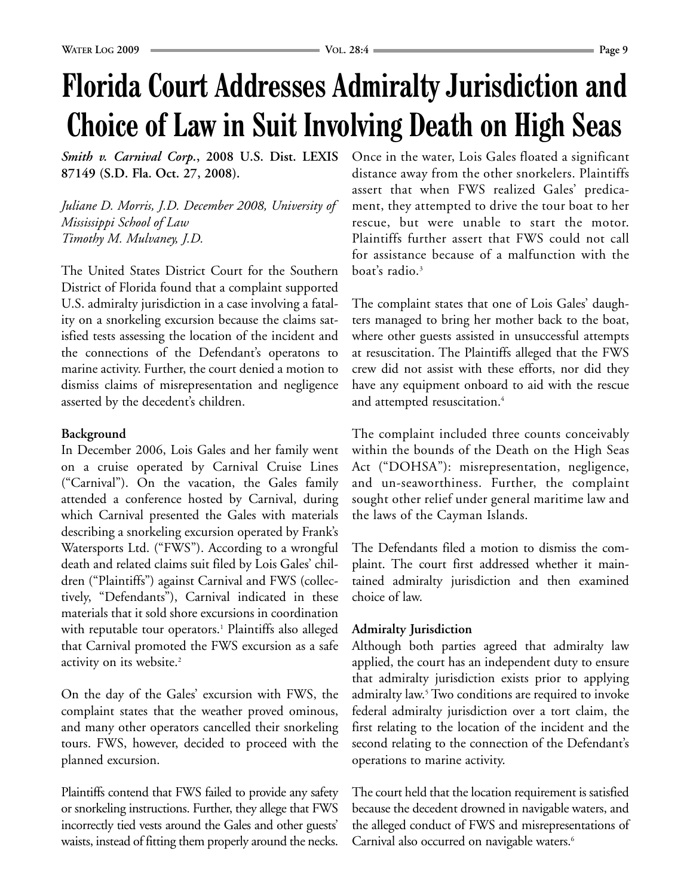# Florida Court Addresses Admiralty Jurisdiction and Choice of Law in Suit Involving Death on High Seas

***Smith v. Carnival Corp.*, 2008 U.S. Dist. LEXIS 87149 (S.D. Fla. Oct. 27, 2008).**

*Juliane D. Morris, J.D. December 2008, University of Mississippi School of Law*
*Timothy M. Mulvaney, J.D.*

The United States District Court for the Southern District of Florida found that a complaint supported U.S. admiralty jurisdiction in a case involving a fatality on a snorkeling excursion because the claims satisfied tests assessing the location of the incident and the connections of the Defendant's operatons to marine activity. Further, the court denied a motion to dismiss claims of misrepresentation and negligence asserted by the decedent's children.

**Background**

In December 2006, Lois Gales and her family went on a cruise operated by Carnival Cruise Lines ("Carnival"). On the vacation, the Gales family attended a conference hosted by Carnival, during which Carnival presented the Gales with materials describing a snorkeling excursion operated by Frank's Watersports Ltd. ("FWS"). According to a wrongful death and related claims suit filed by Lois Gales' children ("Plaintiffs") against Carnival and FWS (collectively, "Defendants"), Carnival indicated in these materials that it sold shore excursions in coordination with reputable tour operators.[1] Plaintiffs also alleged that Carnival promoted the FWS excursion as a safe activity on its website.[2]

On the day of the Gales' excursion with FWS, the complaint states that the weather proved ominous, and many other operators cancelled their snorkeling tours. FWS, however, decided to proceed with the planned excursion.

Plaintiffs contend that FWS failed to provide any safety or snorkeling instructions. Further, they allege that FWS incorrectly tied vests around the Gales and other guests' waists, instead of fitting them properly around the necks. Once in the water, Lois Gales floated a significant distance away from the other snorkelers. Plaintiffs assert that when FWS realized Gales' predicament, they attempted to drive the tour boat to her rescue, but were unable to start the motor. Plaintiffs further assert that FWS could not call for assistance because of a malfunction with the boat's radio.[3]

The complaint states that one of Lois Gales' daughters managed to bring her mother back to the boat, where other guests assisted in unsuccessful attempts at resuscitation. The Plaintiffs alleged that the FWS crew did not assist with these efforts, nor did they have any equipment onboard to aid with the rescue and attempted resuscitation.[4]

The complaint included three counts conceivably within the bounds of the Death on the High Seas Act ("DOHSA"): misrepresentation, negligence, and un-seaworthiness. Further, the complaint sought other relief under general maritime law and the laws of the Cayman Islands.

The Defendants filed a motion to dismiss the complaint. The court first addressed whether it maintained admiralty jurisdiction and then examined choice of law.

**Admiralty Jurisdiction**

Although both parties agreed that admiralty law applied, the court has an independent duty to ensure that admiralty jurisdiction exists prior to applying admiralty law.[5] Two conditions are required to invoke federal admiralty jurisdiction over a tort claim, the first relating to the location of the incident and the second relating to the connection of the Defendant's operations to marine activity.

The court held that the location requirement is satisfied because the decedent drowned in navigable waters, and the alleged conduct of FWS and misrepresentations of Carnival also occurred on navigable waters.[6]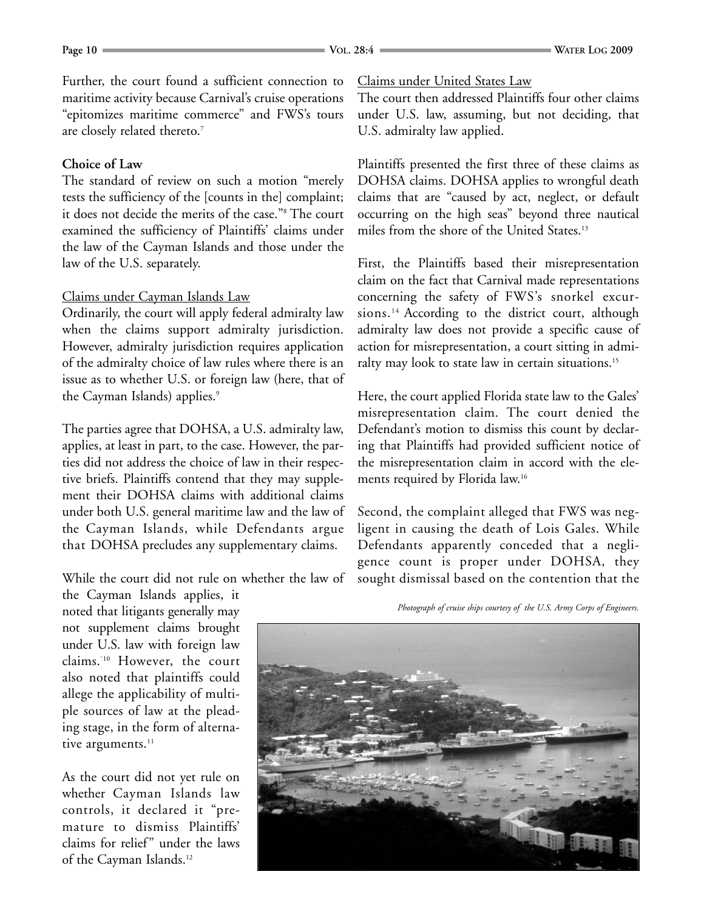Further, the court found a sufficient connection to maritime activity because Carnival's cruise operations "epitomizes maritime commerce" and FWS's tours are closely related thereto.[7]

**Choice of Law**

The standard of review on such a motion "merely tests the sufficiency of the [counts in the] complaint; it does not decide the merits of the case."[8] The court examined the sufficiency of Plaintiffs' claims under the law of the Cayman Islands and those under the law of the U.S. separately.

Claims under Cayman Islands Law

Ordinarily, the court will apply federal admiralty law when the claims support admiralty jurisdiction. However, admiralty jurisdiction requires application of the admiralty choice of law rules where there is an issue as to whether U.S. or foreign law (here, that of the Cayman Islands) applies.[9]

The parties agree that DOHSA, a U.S. admiralty law, applies, at least in part, to the case. However, the parties did not address the choice of law in their respective briefs. Plaintiffs contend that they may supplement their DOHSA claims with additional claims under both U.S. general maritime law and the law of the Cayman Islands, while Defendants argue that DOHSA precludes any supplementary claims.

While the court did not rule on whether the law of the Cayman Islands applies, it noted that litigants generally may not supplement claims brought under U.S. law with foreign law claims.[10] However, the court also noted that plaintiffs could allege the applicability of multiple sources of law at the pleading stage, in the form of alternative arguments.[11]

As the court did not yet rule on whether Cayman Islands law controls, it declared it "premature to dismiss Plaintiffs' claims for relief" under the laws of the Cayman Islands.[12]

Claims under United States Law

The court then addressed Plaintiffs four other claims under U.S. law, assuming, but not deciding, that U.S. admiralty law applied.

Plaintiffs presented the first three of these claims as DOHSA claims. DOHSA applies to wrongful death claims that are "caused by act, neglect, or default occurring on the high seas" beyond three nautical miles from the shore of the United States.[13]

First, the Plaintiffs based their misrepresentation claim on the fact that Carnival made representations concerning the safety of FWS's snorkel excursions.[14] According to the district court, although admiralty law does not provide a specific cause of action for misrepresentation, a court sitting in admiralty may look to state law in certain situations.[15]

Here, the court applied Florida state law to the Gales' misrepresentation claim. The court denied the Defendant's motion to dismiss this count by declaring that Plaintiffs had provided sufficient notice of the misrepresentation claim in accord with the elements required by Florida law.[16]

Second, the complaint alleged that FWS was negligent in causing the death of Lois Gales. While Defendants apparently conceded that a negligence count is proper under DOHSA, they sought dismissal based on the contention that the

*Photograph of cruise ships courtesy of the U.S. Army Corps of Engineers.*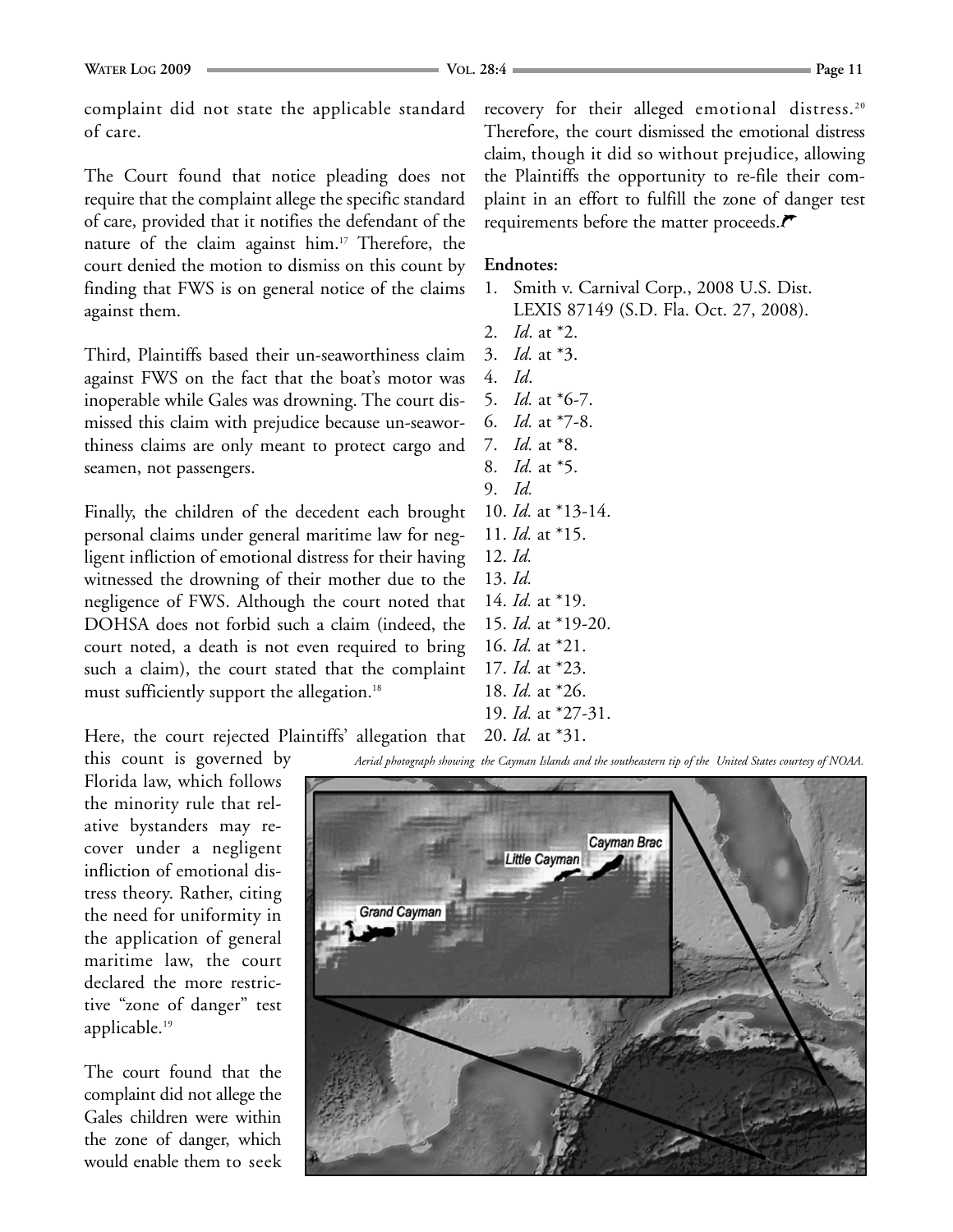complaint did not state the applicable standard of care.

The Court found that notice pleading does not require that the complaint allege the specific standard of care, provided that it notifies the defendant of the nature of the claim against him.[17] Therefore, the court denied the motion to dismiss on this count by finding that FWS is on general notice of the claims against them.

Third, Plaintiffs based their un-seaworthiness claim against FWS on the fact that the boat's motor was inoperable while Gales was drowning. The court dismissed this claim with prejudice because un-seaworthiness claims are only meant to protect cargo and seamen, not passengers.

Finally, the children of the decedent each brought personal claims under general maritime law for negligent infliction of emotional distress for their having witnessed the drowning of their mother due to the negligence of FWS. Although the court noted that DOHSA does not forbid such a claim (indeed, the court noted, a death is not even required to bring such a claim), the court stated that the complaint must sufficiently support the allegation.[18]

Here, the court rejected Plaintiffs' allegation that this count is governed by Florida law, which follows the minority rule that relative bystanders may recover under a negligent infliction of emotional distress theory. Rather, citing the need for uniformity in the application of general maritime law, the court declared the more restrictive "zone of danger" test applicable.[19]

The court found that the complaint did not allege the Gales children were within the zone of danger, which would enable them to seek recovery for their alleged emotional distress.[20] Therefore, the court dismissed the emotional distress claim, though it did so without prejudice, allowing the Plaintiffs the opportunity to re-file their complaint in an effort to fulfill the zone of danger test requirements before the matter proceeds.

**Endnotes:**

1. Smith v. Carnival Corp., 2008 U.S. Dist. LEXIS 87149 (S.D. Fla. Oct. 27, 2008).
2. *Id*. at *2.
3. *Id.* at *3.
4. *Id*.
5. *Id.* at *6-7.
6. *Id.* at *7-8.
7. *Id.* at *8.
8. *Id.* at *5.
9. *Id.*
10. *Id.* at *13-14.
11. *Id.* at *15.
12. *Id.*
13. *Id.*
14. *Id.* at *19.
15. *Id.* at *19-20.
16. *Id.* at *21.
17. *Id.* at *23.
18. *Id.* at *26.
19. *Id.* at *27-31.
20. *Id.* at *31.

*Aerial photograph showing the Cayman Islands and the southeastern tip of the United States courtesy of NOAA.*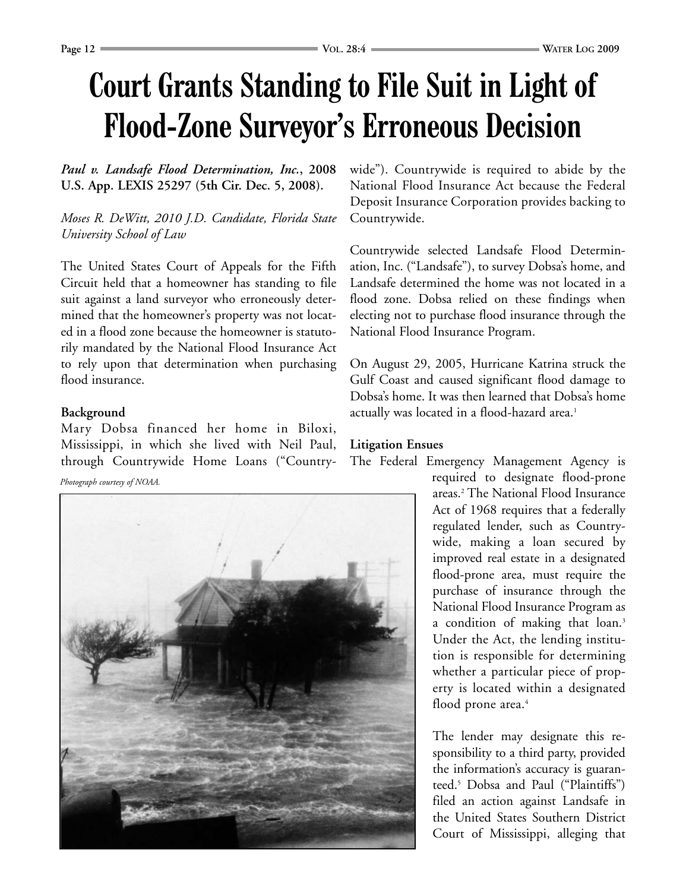# Court Grants Standing to File Suit in Light of Flood-Zone Surveyor's Erroneous Decision

***Paul v. Landsafe Flood Determination, Inc.*, 2008 U.S. App. LEXIS 25297 (5th Cir. Dec. 5, 2008).**

*Moses R. DeWitt, 2010 J.D. Candidate, Florida State University School of Law*

The United States Court of Appeals for the Fifth Circuit held that a homeowner has standing to file suit against a land surveyor who erroneously determined that the homeowner's property was not located in a flood zone because the homeowner is statutorily mandated by the National Flood Insurance Act to rely upon that determination when purchasing flood insurance.

**Background**

Mary Dobsa financed her home in Biloxi, Mississippi, in which she lived with Neil Paul, through Countrywide Home Loans ("Countrywide"). Countrywide is required to abide by the National Flood Insurance Act because the Federal Deposit Insurance Corporation provides backing to Countrywide.

Countrywide selected Landsafe Flood Determination, Inc. ("Landsafe"), to survey Dobsa's home, and Landsafe determined the home was not located in a flood zone. Dobsa relied on these findings when electing not to purchase flood insurance through the National Flood Insurance Program.

On August 29, 2005, Hurricane Katrina struck the Gulf Coast and caused significant flood damage to Dobsa's home. It was then learned that Dobsa's home actually was located in a flood-hazard area.[1]

*Photograph courtesy of NOAA.*

**Litigation Ensues**

The Federal Emergency Management Agency is required to designate flood-prone areas.[2] The National Flood Insurance Act of 1968 requires that a federally regulated lender, such as Countrywide, making a loan secured by improved real estate in a designated flood-prone area, must require the purchase of insurance through the National Flood Insurance Program as a condition of making that loan.[3] Under the Act, the lending institution is responsible for determining whether a particular piece of property is located within a designated flood prone area.[4]

The lender may designate this responsibility to a third party, provided the information's accuracy is guaranteed.[5] Dobsa and Paul ("Plaintiffs") filed an action against Landsafe in the United States Southern District Court of Mississippi, alleging that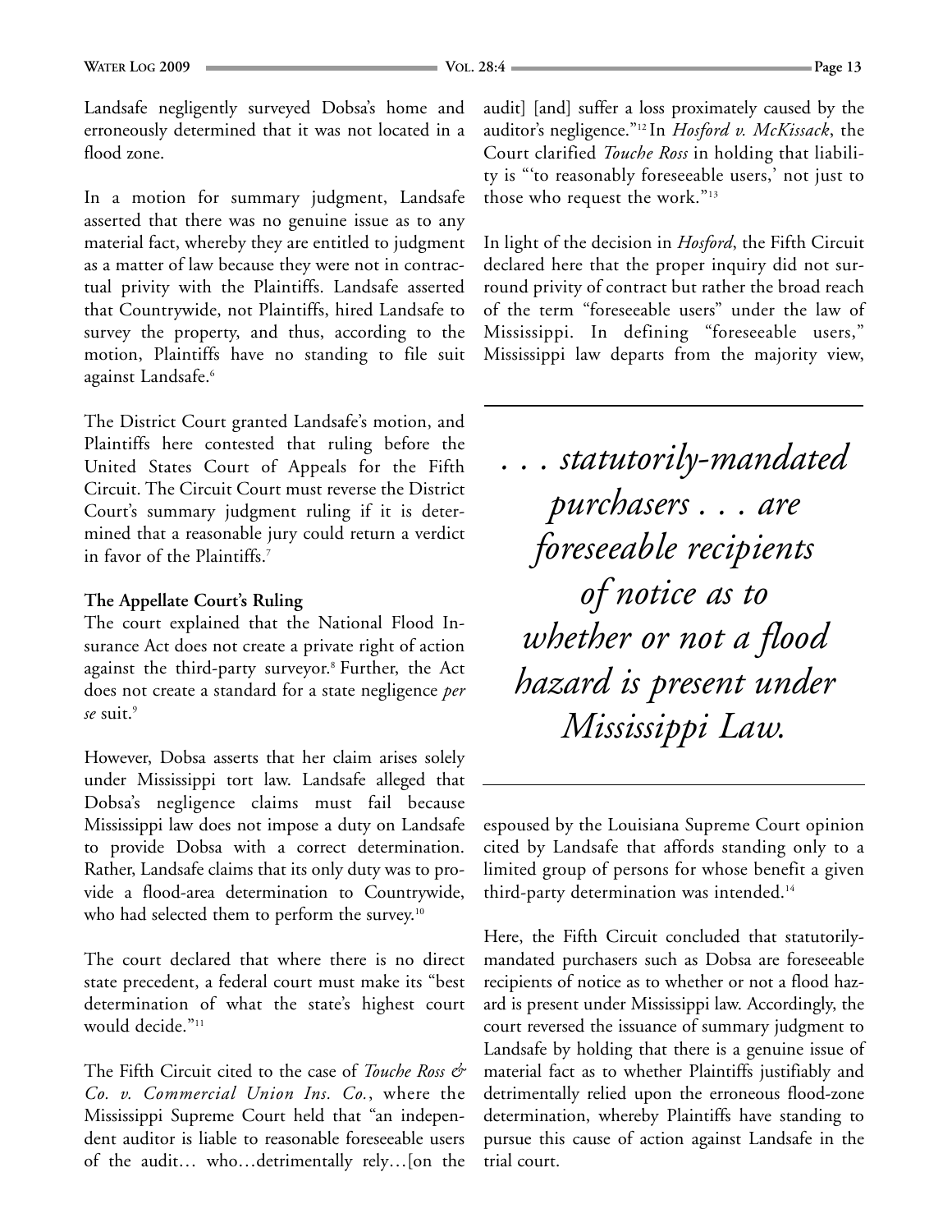Landsafe negligently surveyed Dobsa's home and erroneously determined that it was not located in a flood zone.

In a motion for summary judgment, Landsafe asserted that there was no genuine issue as to any material fact, whereby they are entitled to judgment as a matter of law because they were not in contractual privity with the Plaintiffs. Landsafe asserted that Countrywide, not Plaintiffs, hired Landsafe to survey the property, and thus, according to the motion, Plaintiffs have no standing to file suit against Landsafe.[6]

The District Court granted Landsafe's motion, and Plaintiffs here contested that ruling before the United States Court of Appeals for the Fifth Circuit. The Circuit Court must reverse the District Court's summary judgment ruling if it is determined that a reasonable jury could return a verdict in favor of the Plaintiffs.[7]

**The Appellate Court's Ruling**

The court explained that the National Flood Insurance Act does not create a private right of action against the third-party surveyor.[8] Further, the Act does not create a standard for a state negligence *per se* suit.[9]

However, Dobsa asserts that her claim arises solely under Mississippi tort law. Landsafe alleged that Dobsa's negligence claims must fail because Mississippi law does not impose a duty on Landsafe to provide Dobsa with a correct determination. Rather, Landsafe claims that its only duty was to provide a flood-area determination to Countrywide, who had selected them to perform the survey.[10]

The court declared that where there is no direct state precedent, a federal court must make its "best determination of what the state's highest court would decide."[11]

The Fifth Circuit cited to the case of *Touche Ross & Co. v. Commercial Union Ins. Co.*, where the Mississippi Supreme Court held that "an independent auditor is liable to reasonable foreseeable users of the audit… who…detrimentally rely…[on the audit] [and] suffer a loss proximately caused by the auditor's negligence."[12] In *Hosford v. McKissack*, the Court clarified *Touche Ross* in holding that liability is "'to reasonably foreseeable users,' not just to those who request the work."[13]

In light of the decision in *Hosford*, the Fifth Circuit declared here that the proper inquiry did not surround privity of contract but rather the broad reach of the term "foreseeable users" under the law of Mississippi. In defining "foreseeable users," Mississippi law departs from the majority view, espoused by the Louisiana Supreme Court opinion cited by Landsafe that affords standing only to a limited group of persons for whose benefit a given third-party determination was intended.[14]

> *. . . statutorily-mandated purchasers . . . are foreseeable recipients of notice as to whether or not a flood hazard is present under Mississippi Law.*

Here, the Fifth Circuit concluded that statutorily-mandated purchasers such as Dobsa are foreseeable recipients of notice as to whether or not a flood hazard is present under Mississippi law. Accordingly, the court reversed the issuance of summary judgment to Landsafe by holding that there is a genuine issue of material fact as to whether Plaintiffs justifiably and detrimentally relied upon the erroneous flood-zone determination, whereby Plaintiffs have standing to pursue this cause of action against Landsafe in the trial court.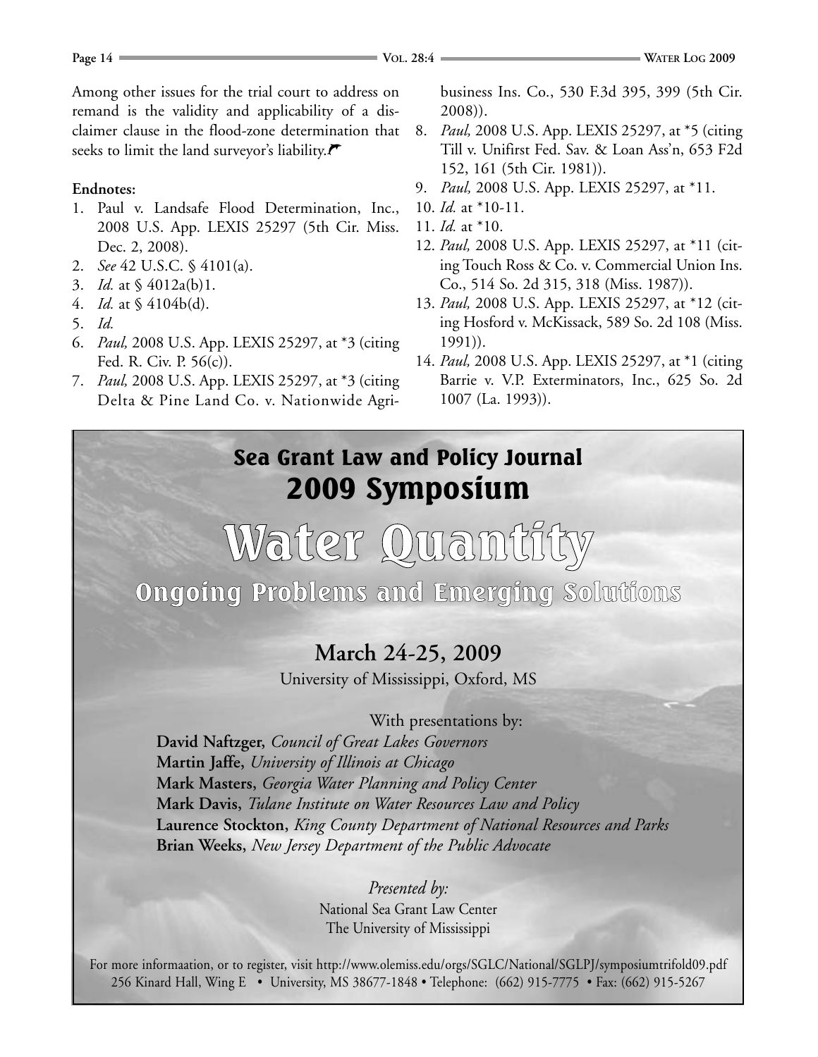Among other issues for the trial court to address on remand is the validity and applicability of a disclaimer clause in the flood-zone determination that seeks to limit the land surveyor's liability.

**Endnotes:**

1. Paul v. Landsafe Flood Determination, Inc., 2008 U.S. App. LEXIS 25297 (5th Cir. Miss. Dec. 2, 2008).
2. *See* 42 U.S.C. § 4101(a).
3. *Id.* at § 4012a(b)1.
4. *Id.* at § 4104b(d).
5. *Id.*
6. *Paul,* 2008 U.S. App. LEXIS 25297, at *3 (citing Fed. R. Civ. P. 56(c)).
7. *Paul,* 2008 U.S. App. LEXIS 25297, at *3 (citing Delta & Pine Land Co. v. Nationwide Agribusiness Ins. Co., 530 F.3d 395, 399 (5th Cir. 2008)).
8. *Paul,* 2008 U.S. App. LEXIS 25297, at *5 (citing Till v. Unifirst Fed. Sav. & Loan Ass'n, 653 F2d 152, 161 (5th Cir. 1981)).
9. *Paul,* 2008 U.S. App. LEXIS 25297, at *11.
10. *Id.* at *10-11.
11. *Id.* at *10.
12. *Paul,* 2008 U.S. App. LEXIS 25297, at *11 (citing Touch Ross & Co. v. Commercial Union Ins. Co., 514 So. 2d 315, 318 (Miss. 1987)).
13. *Paul,* 2008 U.S. App. LEXIS 25297, at *12 (citing Hosford v. McKissack, 589 So. 2d 108 (Miss. 1991)).
14. *Paul,* 2008 U.S. App. LEXIS 25297, at *1 (citing Barrie v. V.P. Exterminators, Inc., 625 So. 2d 1007 (La. 1993)).

## Sea Grant Law and Policy Journal
## 2009 Symposium

# Water Quantity

### Ongoing Problems and Emerging Solutions

**March 24-25, 2009**

University of Mississippi, Oxford, MS

With presentations by:

**David Naftzger,** *Council of Great Lakes Governors*
**Martin Jaffe,** *University of Illinois at Chicago*
**Mark Masters,** *Georgia Water Planning and Policy Center*
**Mark Davis,** *Tulane Institute on Water Resources Law and Policy*
**Laurence Stockton,** *King County Department of National Resources and Parks*
**Brian Weeks,** *New Jersey Department of the Public Advocate*

*Presented by:*
National Sea Grant Law Center
The University of Mississippi

For more informaation, or to register, visit http://www.olemiss.edu/orgs/SGLC/National/SGLPJ/symposiumtrifold09.pdf
256 Kinard Hall, Wing E • University, MS 38677-1848 • Telephone: (662) 915-7775 • Fax: (662) 915-5267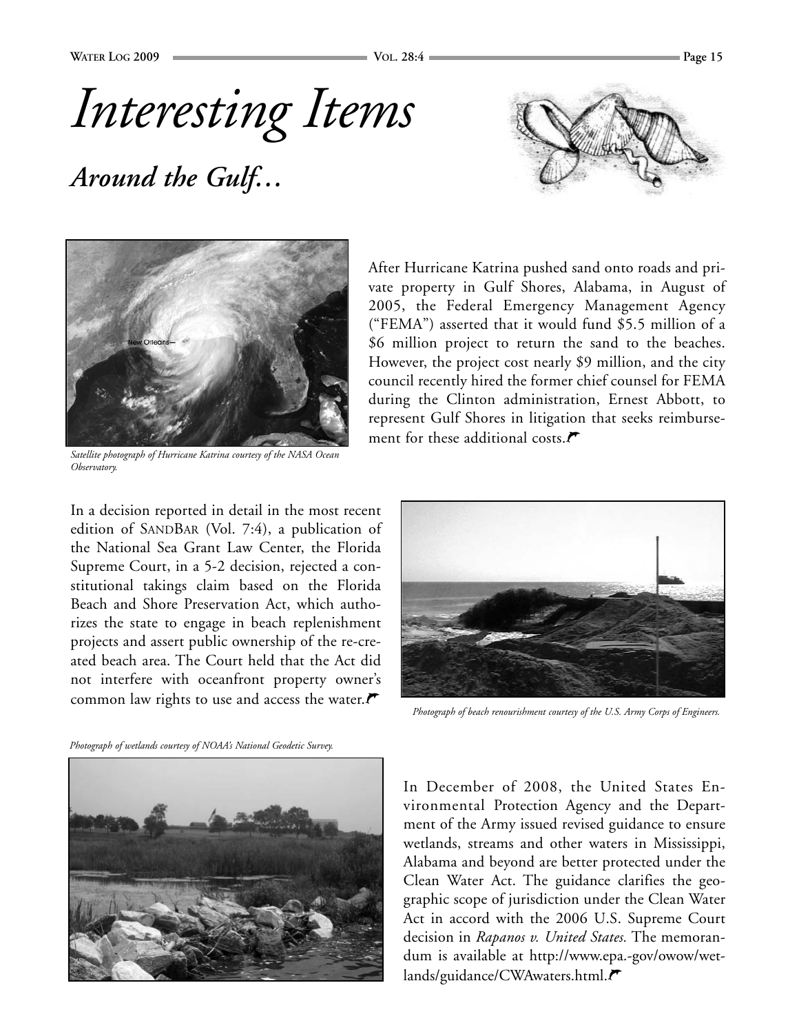# *Interesting Items*

## *Around the Gulf...*

*Satellite photograph of Hurricane Katrina courtesy of the NASA Ocean Observatory.*

After Hurricane Katrina pushed sand onto roads and private property in Gulf Shores, Alabama, in August of 2005, the Federal Emergency Management Agency ("FEMA") asserted that it would fund $5.5 million of a $6 million project to return the sand to the beaches. However, the project cost nearly $9 million, and the city council recently hired the former chief counsel for FEMA during the Clinton administration, Ernest Abbott, to represent Gulf Shores in litigation that seeks reimbursement for these additional costs.

In a decision reported in detail in the most recent edition of SANDBAR (Vol. 7:4), a publication of the National Sea Grant Law Center, the Florida Supreme Court, in a 5-2 decision, rejected a constitutional takings claim based on the Florida Beach and Shore Preservation Act, which authorizes the state to engage in beach replenishment projects and assert public ownership of the re-created beach area. The Court held that the Act did not interfere with oceanfront property owner's common law rights to use and access the water.

*Photograph of beach renourishment courtesy of the U.S. Army Corps of Engineers.*

*Photograph of wetlands courtesy of NOAA's National Geodetic Survey.*

In December of 2008, the United States Environmental Protection Agency and the Department of the Army issued revised guidance to ensure wetlands, streams and other waters in Mississippi, Alabama and beyond are better protected under the Clean Water Act. The guidance clarifies the geographic scope of jurisdiction under the Clean Water Act in accord with the 2006 U.S. Supreme Court decision in *Rapanos v. United States*. The memorandum is available at http://www.epa.-gov/owow/wetlands/guidance/CWAwaters.html.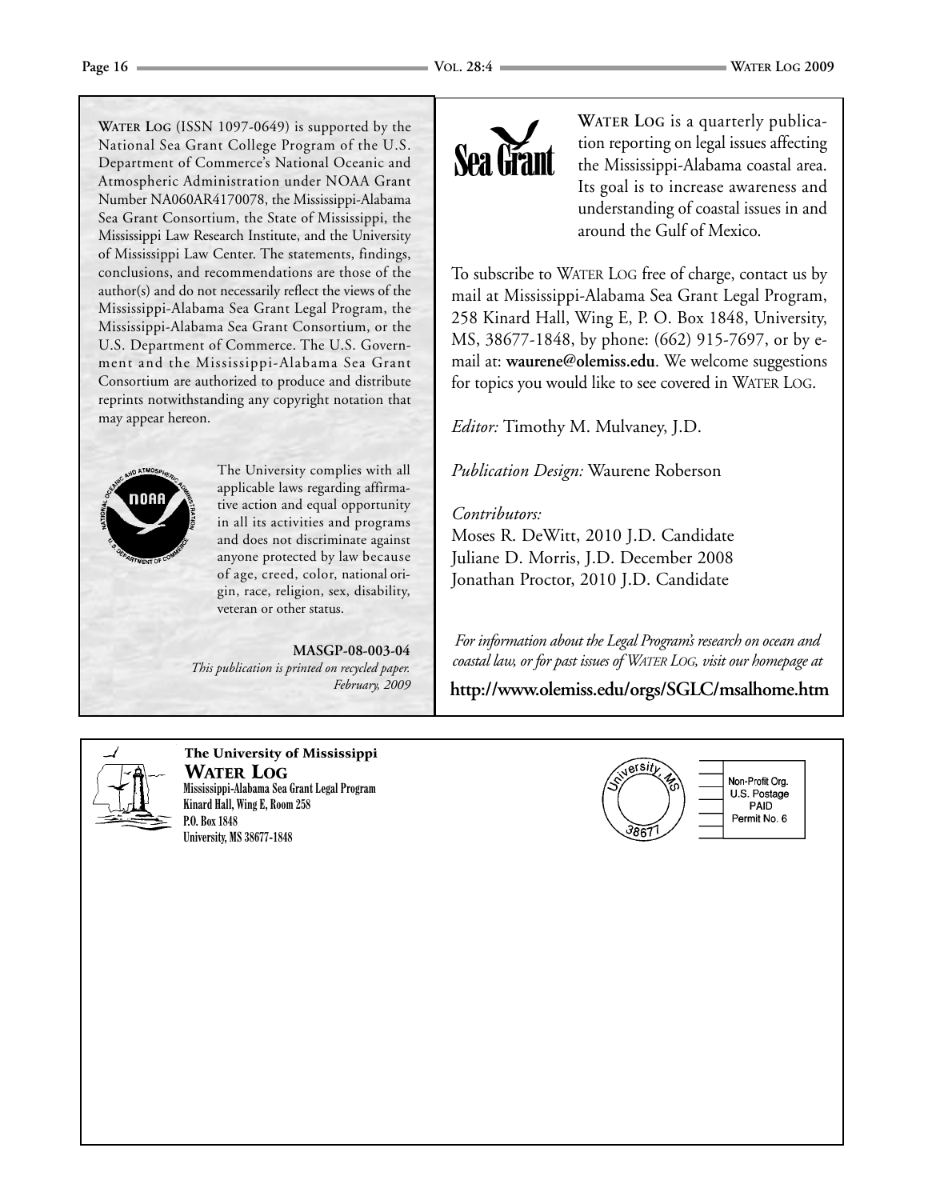**WATER LOG** (ISSN 1097-0649) is supported by the National Sea Grant College Program of the U.S. Department of Commerce's National Oceanic and Atmospheric Administration under NOAA Grant Number NA060AR4170078, the Mississippi-Alabama Sea Grant Consortium, the State of Mississippi, the Mississippi Law Research Institute, and the University of Mississippi Law Center. The statements, findings, conclusions, and recommendations are those of the author(s) and do not necessarily reflect the views of the Mississippi-Alabama Sea Grant Legal Program, the Mississippi-Alabama Sea Grant Consortium, or the U.S. Department of Commerce. The U.S. Government and the Mississippi-Alabama Sea Grant Consortium are authorized to produce and distribute reprints notwithstanding any copyright notation that may appear hereon.

The University complies with all applicable laws regarding affirmative action and equal opportunity in all its activities and programs and does not discriminate against anyone protected by law because of age, creed, color, national origin, race, religion, sex, disability, veteran or other status.

**MASGP-08-003-04**
*This publication is printed on recycled paper.*
*February, 2009*

**WATER LOG** is a quarterly publication reporting on legal issues affecting the Mississippi-Alabama coastal area. Its goal is to increase awareness and understanding of coastal issues in and around the Gulf of Mexico.

To subscribe to WATER LOG free of charge, contact us by mail at Mississippi-Alabama Sea Grant Legal Program, 258 Kinard Hall, Wing E, P. O. Box 1848, University, MS, 38677-1848, by phone: (662) 915-7697, or by e-mail at: **waurene@olemiss.edu**. We welcome suggestions for topics you would like to see covered in WATER LOG.

*Editor:* Timothy M. Mulvaney, J.D.

*Publication Design:* Waurene Roberson

*Contributors:*
Moses R. DeWitt, 2010 J.D. Candidate
Juliane D. Morris, J.D. December 2008
Jonathan Proctor, 2010 J.D. Candidate

*For information about the Legal Program's research on ocean and coastal law, or for past issues of WATER LOG, visit our homepage at*

**http://www.olemiss.edu/orgs/SGLC/msalhome.htm**

**The University of Mississippi**
**WATER LOG**
**Mississippi-Alabama Sea Grant Legal Program**
**Kinard Hall, Wing E, Room 258**
**P.O. Box 1848**
**University, MS 38677-1848**

University, MS 38677

Non-Profit Org.
U.S. Postage
PAID
Permit No. 6